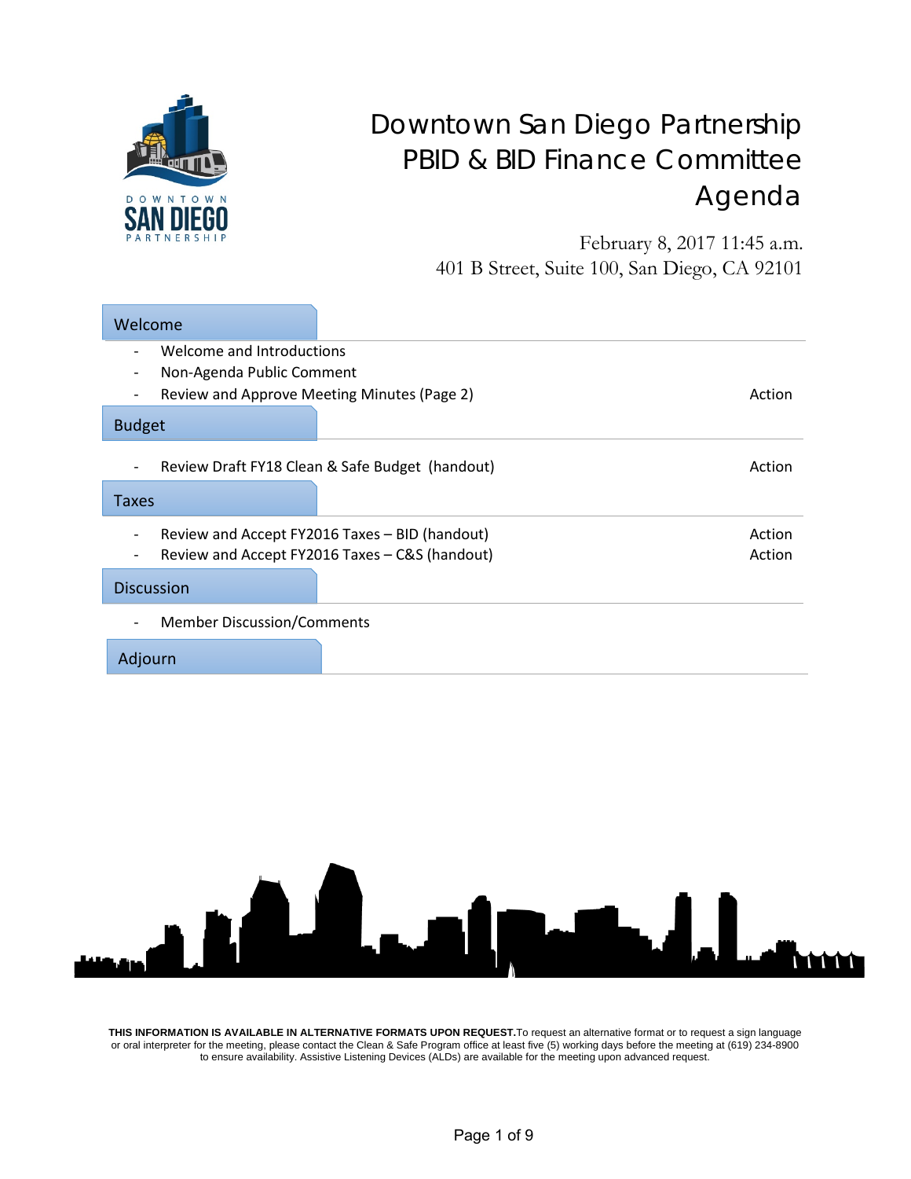# Downtown San Diego Partnership PBID & BID Finance Committee Agenda

February 8, 2017 11:45 a.m.
401 B Street, Suite 100, San Diego, CA 92101

## Welcome

- Welcome and Introductions
- Non-Agenda Public Comment
- Review and Approve Meeting Minutes (Page 2) — Action

## Budget

- Review Draft FY18 Clean & Safe Budget (handout) — Action

## Taxes

- Review and Accept FY2016 Taxes – BID (handout) — Action
- Review and Accept FY2016 Taxes – C&S (handout) — Action

## Discussion

- Member Discussion/Comments

## Adjourn

**THIS INFORMATION IS AVAILABLE IN ALTERNATIVE FORMATS UPON REQUEST.** To request an alternative format or to request a sign language or oral interpreter for the meeting, please contact the Clean & Safe Program office at least five (5) working days before the meeting at (619) 234-8900 to ensure availability. Assistive Listening Devices (ALDs) are available for the meeting upon advanced request.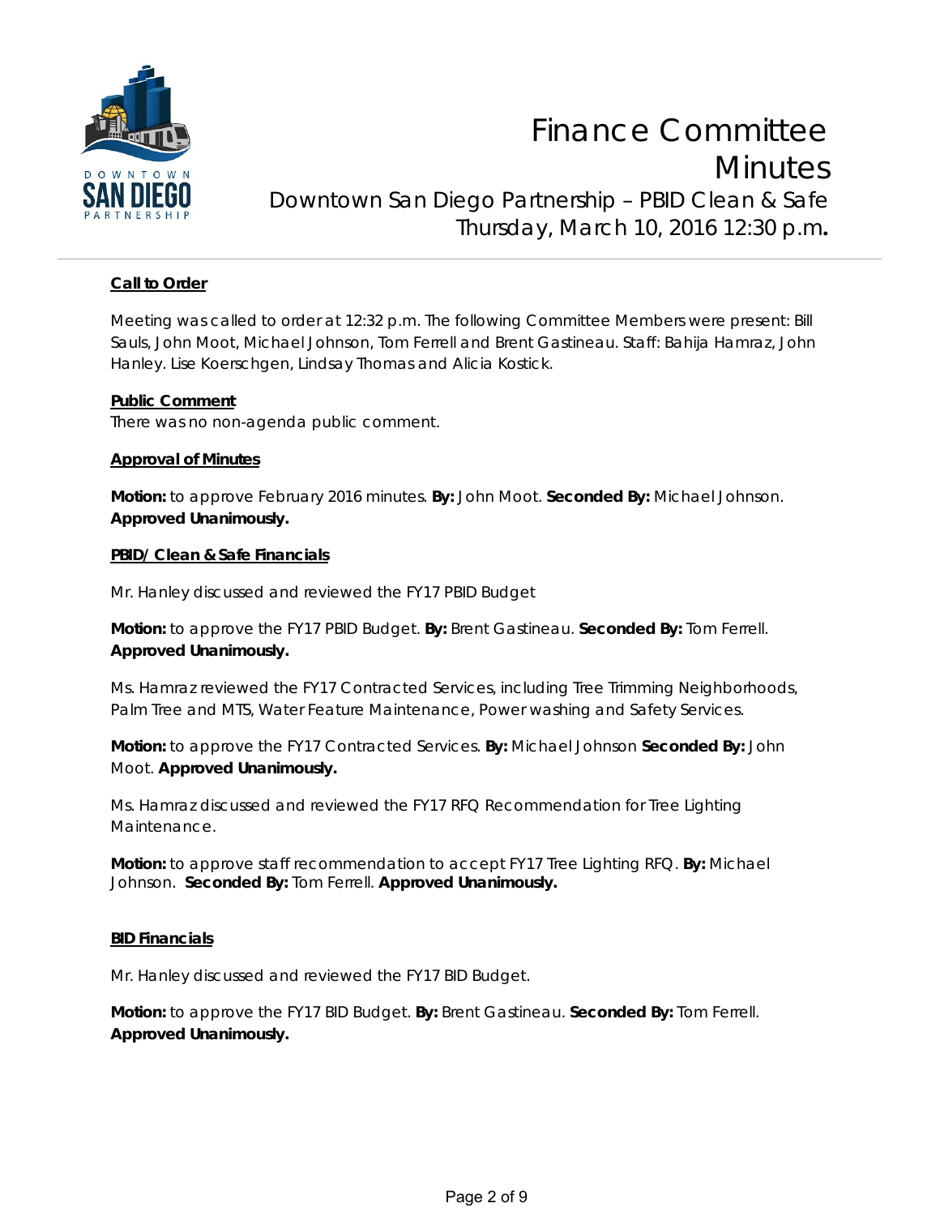# Finance Committee Minutes

## Downtown San Diego Partnership – PBID Clean & Safe

Thursday, March 10, 2016 12:30 p.m.

**Call to Order**

Meeting was called to order at 12:32 p.m. The following Committee Members were present: Bill Sauls, John Moot, Michael Johnson, Tom Ferrell and Brent Gastineau. Staff: Bahija Hamraz, John Hanley. Lise Koerschgen, Lindsay Thomas and Alicia Kostick.

**Public Comment**

There was no non-agenda public comment.

**Approval of Minutes**

**Motion:** to approve February 2016 minutes. **By:** John Moot. **Seconded By:** Michael Johnson. **Approved Unanimously.**

**PBID/ Clean & Safe Financials**

Mr. Hanley discussed and reviewed the FY17 PBID Budget

**Motion:** to approve the FY17 PBID Budget. **By:** Brent Gastineau. **Seconded By:** Tom Ferrell. **Approved Unanimously.**

Ms. Hamraz reviewed the FY17 Contracted Services, including Tree Trimming Neighborhoods, Palm Tree and MTS, Water Feature Maintenance, Power washing and Safety Services.

**Motion:** to approve the FY17 Contracted Services. **By:** Michael Johnson **Seconded By:** John Moot. **Approved Unanimously.**

Ms. Hamraz discussed and reviewed the FY17 RFQ Recommendation for Tree Lighting Maintenance.

**Motion:** to approve staff recommendation to accept FY17 Tree Lighting RFQ. **By:** Michael Johnson. **Seconded By:** Tom Ferrell. **Approved Unanimously.**

**BID Financials**

Mr. Hanley discussed and reviewed the FY17 BID Budget.

**Motion:** to approve the FY17 BID Budget. **By:** Brent Gastineau. **Seconded By:** Tom Ferrell. **Approved Unanimously.**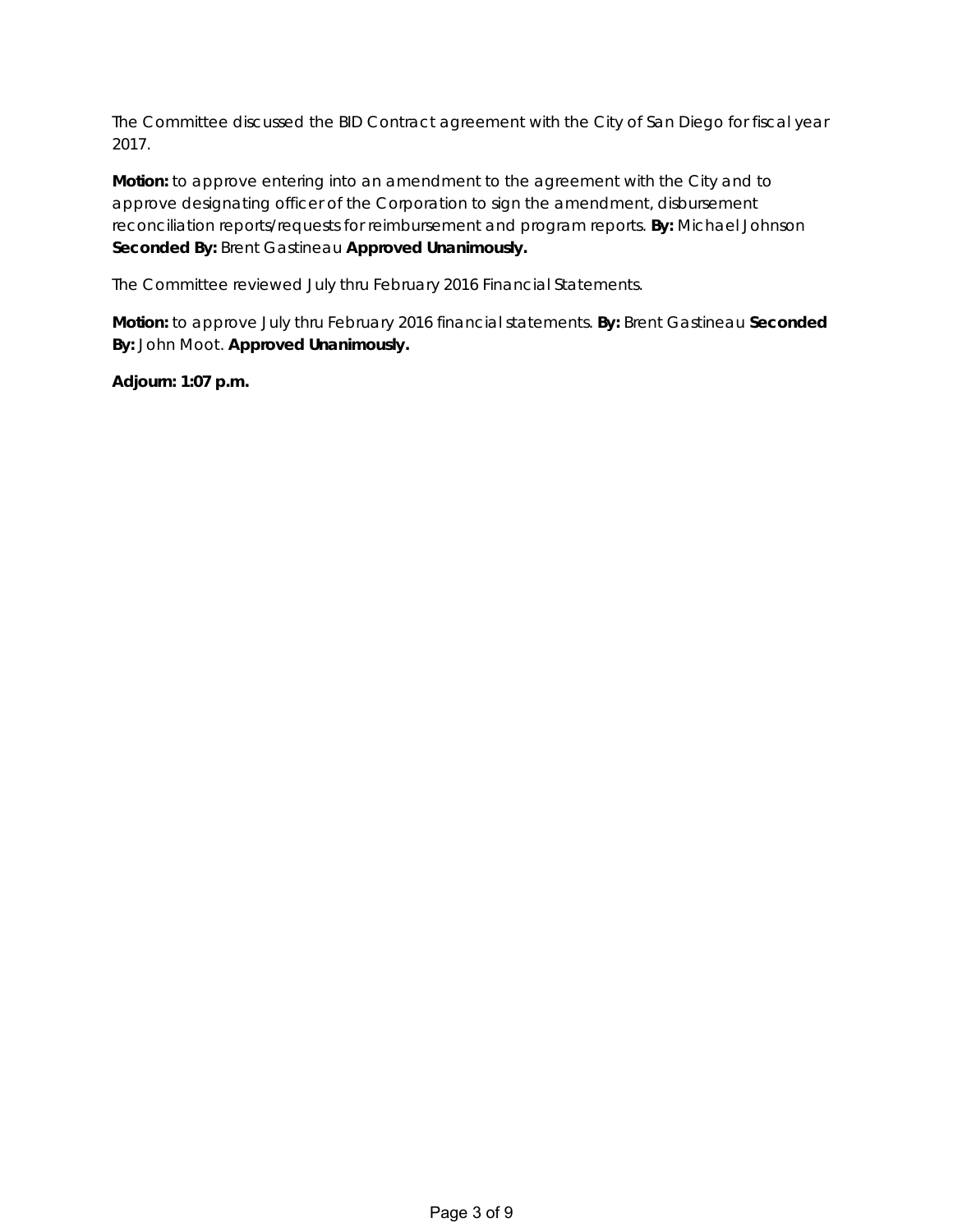The Committee discussed the BID Contract agreement with the City of San Diego for fiscal year 2017.

**Motion:** to approve entering into an amendment to the agreement with the City and to approve designating officer of the Corporation to sign the amendment, disbursement reconciliation reports/requests for reimbursement and program reports. **By:** Michael Johnson **Seconded By:** Brent Gastineau **Approved Unanimously.**

The Committee reviewed July thru February 2016 Financial Statements.

**Motion:** to approve July thru February 2016 financial statements. **By:** Brent Gastineau **Seconded By:** John Moot. **Approved Unanimously.**

**Adjourn: 1:07 p.m.**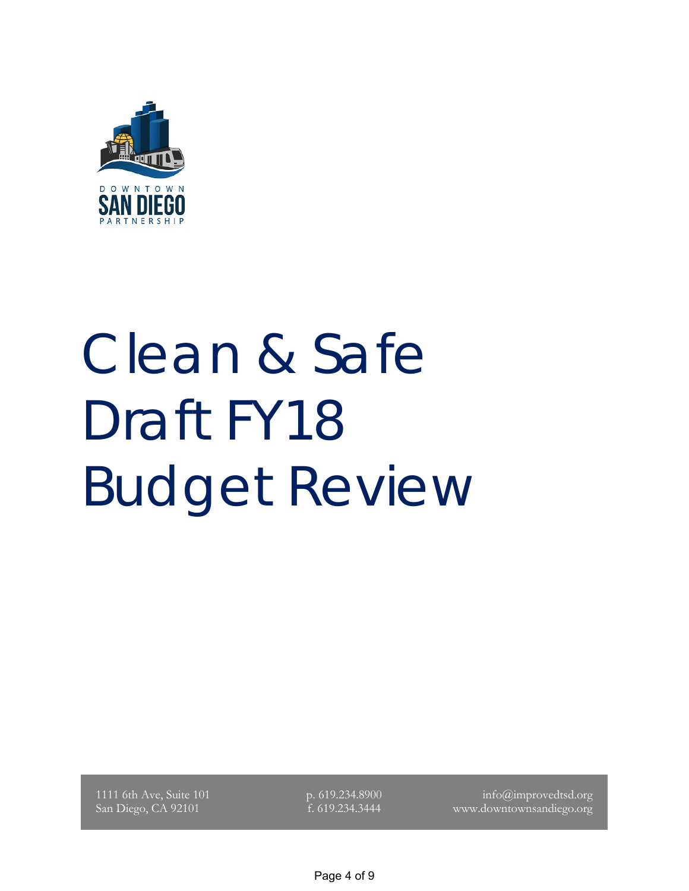DOWNTOWN
SAN DIEGO
PARTNERSHIP

# Clean & Safe Draft FY18 Budget Review

1111 6th Ave, Suite 101
San Diego, CA 92101

p. 619.234.8900
f. 619.234.3444

info@improvedtsd.org
www.downtownsandiego.org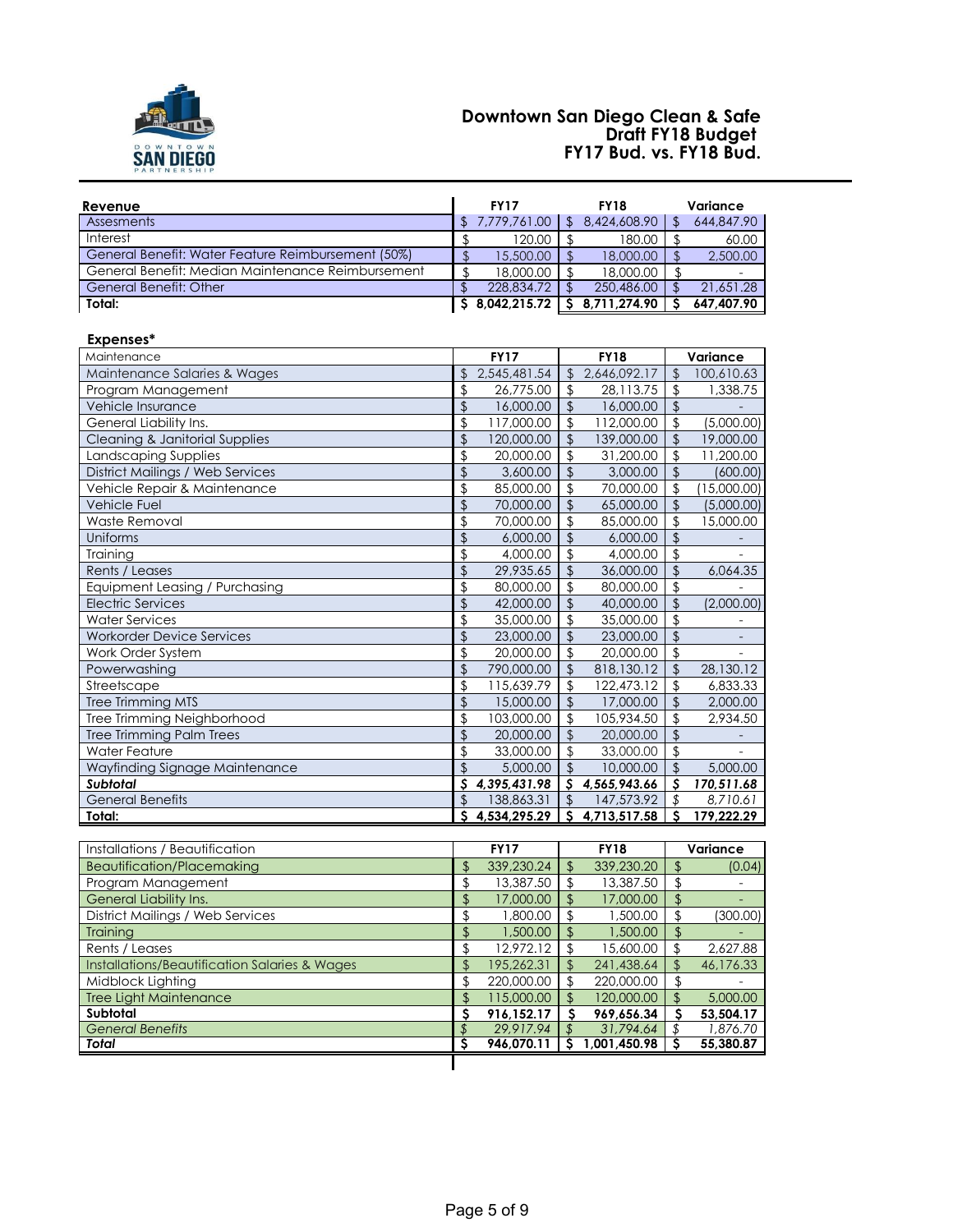# Downtown San Diego Clean & Safe
## Draft FY18 Budget
## FY17 Bud. vs. FY18 Bud.

| Revenue | FY17 | FY18 | Variance |
|---|---|---|---|
| Assesments | $ 7,779,761.00 | $ 8,424,608.90 | $ 644,847.90 |
| Interest | $ 120.00 | $ 180.00 | $ 60.00 |
| General Benefit: Water Feature Reimbursement (50%) | $ 15,500.00 | $ 18,000.00 | $ 2,500.00 |
| General Benefit: Median Maintenance Reimbursement | $ 18,000.00 | $ 18,000.00 | $ - |
| General Benefit: Other | $ 228,834.72 | $ 250,486.00 | $ 21,651.28 |
| **Total:** | **$ 8,042,215.72** | **$ 8,711,274.90** | **$ 647,407.90** |

**Expenses***

| Maintenance | FY17 | FY18 | Variance |
|---|---|---|---|
| Maintenance Salaries & Wages | $ 2,545,481.54 | $ 2,646,092.17 | $ 100,610.63 |
| Program Management | $ 26,775.00 | $ 28,113.75 | $ 1,338.75 |
| Vehicle Insurance | $ 16,000.00 | $ 16,000.00 | $ - |
| General Liability Ins. | $ 117,000.00 | $ 112,000.00 | $ (5,000.00) |
| Cleaning & Janitorial Supplies | $ 120,000.00 | $ 139,000.00 | $ 19,000.00 |
| Landscaping Supplies | $ 20,000.00 | $ 31,200.00 | $ 11,200.00 |
| District Mailings / Web Services | $ 3,600.00 | $ 3,000.00 | $ (600.00) |
| Vehicle Repair & Maintenance | $ 85,000.00 | $ 70,000.00 | $ (15,000.00) |
| Vehicle Fuel | $ 70,000.00 | $ 65,000.00 | $ (5,000.00) |
| Waste Removal | $ 70,000.00 | $ 85,000.00 | $ 15,000.00 |
| Uniforms | $ 6,000.00 | $ 6,000.00 | $ - |
| Training | $ 4,000.00 | $ 4,000.00 | $ - |
| Rents / Leases | $ 29,935.65 | $ 36,000.00 | $ 6,064.35 |
| Equipment Leasing / Purchasing | $ 80,000.00 | $ 80,000.00 | $ - |
| Electric Services | $ 42,000.00 | $ 40,000.00 | $ (2,000.00) |
| Water Services | $ 35,000.00 | $ 35,000.00 | $ - |
| Workorder Device Services | $ 23,000.00 | $ 23,000.00 | $ - |
| Work Order System | $ 20,000.00 | $ 20,000.00 | $ - |
| Powerwashing | $ 790,000.00 | $ 818,130.12 | $ 28,130.12 |
| Streetscape | $ 115,639.79 | $ 122,473.12 | $ 6,833.33 |
| Tree Trimming MTS | $ 15,000.00 | $ 17,000.00 | $ 2,000.00 |
| Tree Trimming Neighborhood | $ 103,000.00 | $ 105,934.50 | $ 2,934.50 |
| Tree Trimming Palm Trees | $ 20,000.00 | $ 20,000.00 | $ - |
| Water Feature | $ 33,000.00 | $ 33,000.00 | $ - |
| Wayfinding Signage Maintenance | $ 5,000.00 | $ 10,000.00 | $ 5,000.00 |
| ***Subtotal*** | ***$ 4,395,431.98*** | ***$ 4,565,943.66*** | ***$ 170,511.68*** |
| General Benefits | $ 138,863.31 | $ 147,573.92 | *$ 8,710.61* |
| **Total:** | **$ 4,534,295.29** | **$ 4,713,517.58** | **$ 179,222.29** |

| Installations / Beautification | FY17 | FY18 | Variance |
|---|---|---|---|
| Beautification/Placemaking | $ 339,230.24 | $ 339,230.20 | $ (0.04) |
| Program Management | $ 13,387.50 | $ 13,387.50 | $ - |
| General Liability Ins. | $ 17,000.00 | $ 17,000.00 | $ - |
| District Mailings / Web Services | $ 1,800.00 | $ 1,500.00 | $ (300.00) |
| Training | $ 1,500.00 | $ 1,500.00 | $ - |
| Rents / Leases | $ 12,972.12 | $ 15,600.00 | $ 2,627.88 |
| Installations/Beautification Salaries & Wages | $ 195,262.31 | $ 241,438.64 | $ 46,176.33 |
| Midblock Lighting | $ 220,000.00 | $ 220,000.00 | $ - |
| Tree Light Maintenance | $ 115,000.00 | $ 120,000.00 | $ 5,000.00 |
| **Subtotal** | **$ 916,152.17** | **$ 969,656.34** | **$ 53,504.17** |
| *General Benefits* | *$ 29,917.94* | *$ 31,794.64* | *$ 1,876.70* |
| ***Total*** | ***$ 946,070.11*** | ***$ 1,001,450.98*** | ***$ 55,380.87*** |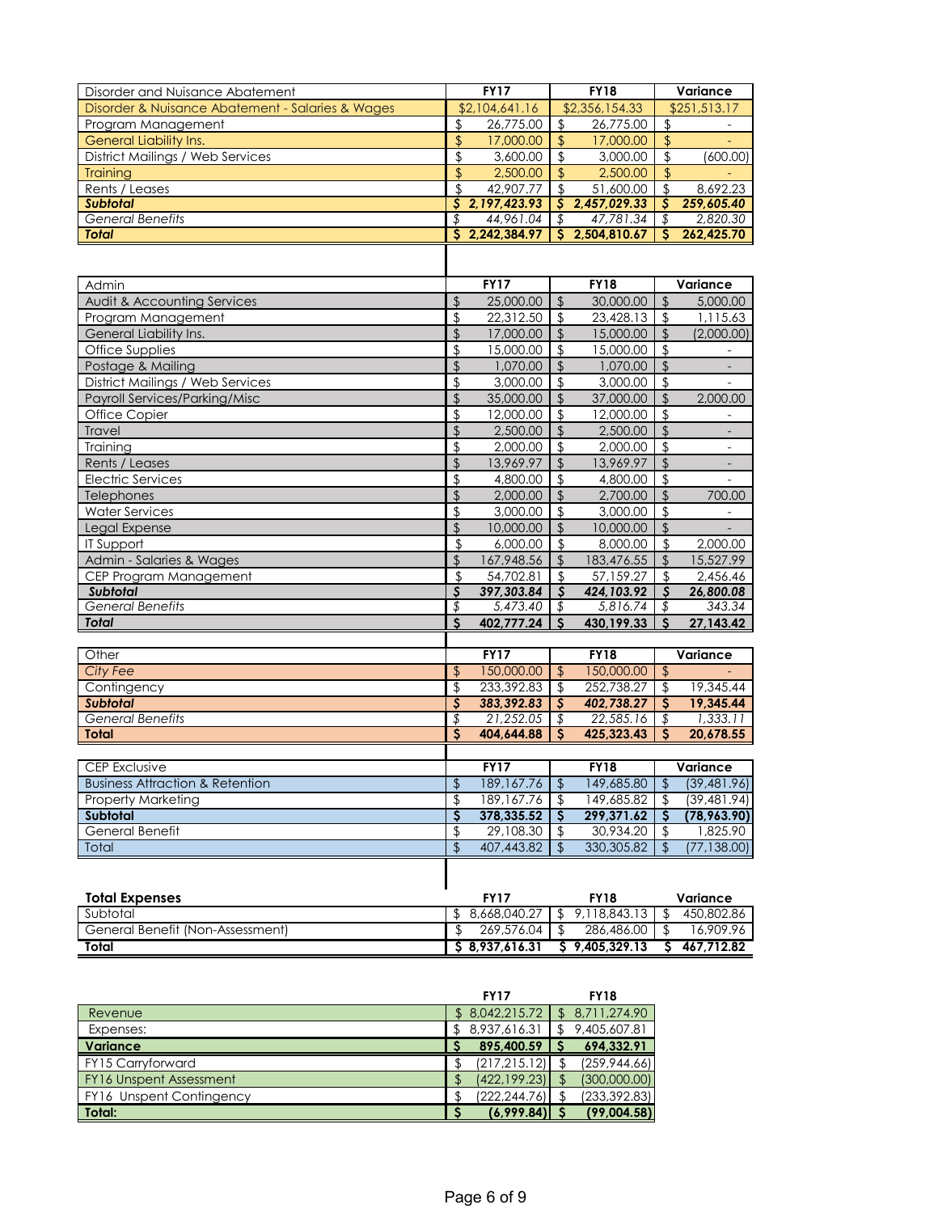| Disorder and Nuisance Abatement | FY17 | FY18 | Variance |
|---|---|---|---|
| Disorder & Nuisance Abatement - Salaries & Wages | $2,104,641.16 | $2,356,154.33 | $251,513.17 |
| Program Management | $ 26,775.00 | $ 26,775.00 | $ - |
| General Liability Ins. | $ 17,000.00 | $ 17,000.00 | $ - |
| District Mailings / Web Services | $ 3,600.00 | $ 3,000.00 | $ (600.00) |
| Training | $ 2,500.00 | $ 2,500.00 | $ - |
| Rents / Leases | $ 42,907.77 | $ 51,600.00 | $ 8,692.23 |
| ***Subtotal*** | ***$ 2,197,423.93*** | ***$ 2,457,029.33*** | ***$ 259,605.40*** |
| *General Benefits* | *$ 44,961.04* | *$ 47,781.34* | *$ 2,820.30* |
| ***Total*** | **$ 2,242,384.97** | **$ 2,504,810.67** | **$ 262,425.70** |

| Admin | FY17 | FY18 | Variance |
|---|---|---|---|
| Audit & Accounting Services | $ 25,000.00 | $ 30,000.00 | $ 5,000.00 |
| Program Management | $ 22,312.50 | $ 23,428.13 | $ 1,115.63 |
| General Liability Ins. | $ 17,000.00 | $ 15,000.00 | $ (2,000.00) |
| Office Supplies | $ 15,000.00 | $ 15,000.00 | $ - |
| Postage & Mailing | $ 1,070.00 | $ 1,070.00 | $ - |
| District Mailings / Web Services | $ 3,000.00 | $ 3,000.00 | $ - |
| Payroll Services/Parking/Misc | $ 35,000.00 | $ 37,000.00 | $ 2,000.00 |
| Office Copier | $ 12,000.00 | $ 12,000.00 | $ - |
| Travel | $ 2,500.00 | $ 2,500.00 | $ - |
| Training | $ 2,000.00 | $ 2,000.00 | $ - |
| Rents / Leases | $ 13,969.97 | $ 13,969.97 | $ - |
| Electric Services | $ 4,800.00 | $ 4,800.00 | $ - |
| Telephones | $ 2,000.00 | $ 2,700.00 | $ 700.00 |
| Water Services | $ 3,000.00 | $ 3,000.00 | $ - |
| Legal Expense | $ 10,000.00 | $ 10,000.00 | $ - |
| IT Support | $ 6,000.00 | $ 8,000.00 | $ 2,000.00 |
| Admin - Salaries & Wages | $ 167,948.56 | $ 183,476.55 | $ 15,527.99 |
| CEP Program Management | $ 54,702.81 | $ 57,159.27 | $ 2,456.46 |
| ***Subtotal*** | ***$ 397,303.84*** | ***$ 424,103.92*** | ***$ 26,800.08*** |
| *General Benefits* | *$ 5,473.40* | *$ 5,816.74* | *$ 343.34* |
| ***Total*** | **$ 402,777.24** | **$ 430,199.33** | **$ 27,143.42** |

| Other | FY17 | FY18 | Variance |
|---|---|---|---|
| *City Fee* | $ 150,000.00 | $ 150,000.00 | $ - |
| Contingency | $ 233,392.83 | $ 252,738.27 | $ 19,345.44 |
| ***Subtotal*** | ***$ 383,392.83*** | ***$ 402,738.27*** | ***$ 19,345.44*** |
| *General Benefits* | *$ 21,252.05* | *$ 22,585.16* | *$ 1,333.11* |
| **Total** | **$ 404,644.88** | **$ 425,323.43** | **$ 20,678.55** |

| CEP Exclusive | FY17 | FY18 | Variance |
|---|---|---|---|
| Business Attraction & Retention | $ 189,167.76 | $ 149,685.80 | $ (39,481.96) |
| Property Marketing | $ 189,167.76 | $ 149,685.82 | $ (39,481.94) |
| **Subtotal** | **$ 378,335.52** | **$ 299,371.62** | **$ (78,963.90)** |
| General Benefit | $ 29,108.30 | $ 30,934.20 | $ 1,825.90 |
| Total | $ 407,443.82 | $ 330,305.82 | $ (77,138.00) |

| **Total Expenses** | FY17 | FY18 | Variance |
|---|---|---|---|
| Subtotal | $ 8,668,040.27 | $ 9,118,843.13 | $ 450,802.86 |
| General Benefit (Non-Assessment) | $ 269,576.04 | $ 286,486.00 | $ 16,909.96 |
| **Total** | **$ 8,937,616.31** | **$ 9,405,329.13** | **$ 467,712.82** |

| | FY17 | FY18 |
|---|---|---|
| Revenue | $ 8,042,215.72 | $ 8,711,274.90 |
| Expenses: | $ 8,937,616.31 | $ 9,405,607.81 |
| **Variance** | **$ 895,400.59** | **$ 694,332.91** |
| FY15 Carryforward | $ (217,215.12) | $ (259,944.66) |
| FY16 Unspent Assessment | $ (422,199.23) | $ (300,000.00) |
| FY16 Unspent Contingency | $ (222,244.76) | $ (233,392.83) |
| **Total:** | **$ (6,999.84)** | **$ (99,004.58)** |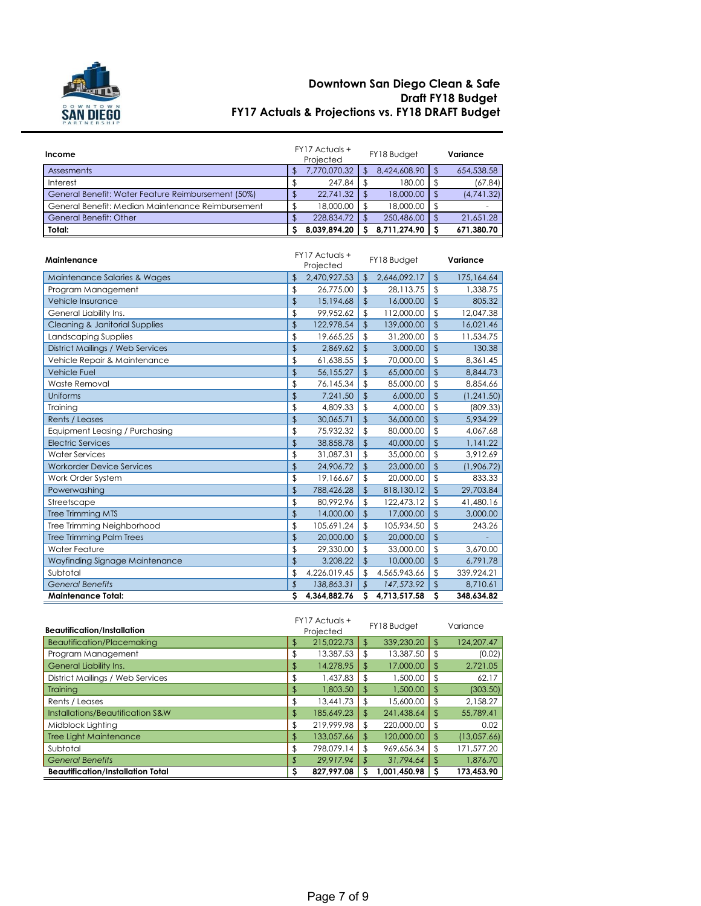# Downtown San Diego Clean & Safe
## Draft FY18 Budget
## FY17 Actuals & Projections vs. FY18 DRAFT Budget

| **Income** | FY17 Actuals + Projected | FY18 Budget | **Variance** |
|---|---|---|---|
| Assesments | $ 7,770,070.32 | $ 8,424,608.90 | $ 654,538.58 |
| Interest | $ 247.84 | $ 180.00 | $ (67.84) |
| General Benefit: Water Feature Reimbursement (50%) | $ 22,741.32 | $ 18,000.00 | $ (4,741.32) |
| General Benefit: Median Maintenance Reimbursement | $ 18,000.00 | $ 18,000.00 | $ - |
| General Benefit: Other | $ 228,834.72 | $ 250,486.00 | $ 21,651.28 |
| **Total:** | **$ 8,039,894.20** | **$ 8,711,274.90** | **$ 671,380.70** |

| **Maintenance** | FY17 Actuals + Projected | FY18 Budget | **Variance** |
|---|---|---|---|
| Maintenance Salaries & Wages | $ 2,470,927.53 | $ 2,646,092.17 | $ 175,164.64 |
| Program Management | $ 26,775.00 | $ 28,113.75 | $ 1,338.75 |
| Vehicle Insurance | $ 15,194.68 | $ 16,000.00 | $ 805.32 |
| General Liability Ins. | $ 99,952.62 | $ 112,000.00 | $ 12,047.38 |
| Cleaning & Janitorial Supplies | $ 122,978.54 | $ 139,000.00 | $ 16,021.46 |
| Landscaping Supplies | $ 19,665.25 | $ 31,200.00 | $ 11,534.75 |
| District Mailings / Web Services | $ 2,869.62 | $ 3,000.00 | $ 130.38 |
| Vehicle Repair & Maintenance | $ 61,638.55 | $ 70,000.00 | $ 8,361.45 |
| Vehicle Fuel | $ 56,155.27 | $ 65,000.00 | $ 8,844.73 |
| Waste Removal | $ 76,145.34 | $ 85,000.00 | $ 8,854.66 |
| Uniforms | $ 7,241.50 | $ 6,000.00 | $ (1,241.50) |
| Training | $ 4,809.33 | $ 4,000.00 | $ (809.33) |
| Rents / Leases | $ 30,065.71 | $ 36,000.00 | $ 5,934.29 |
| Equipment Leasing / Purchasing | $ 75,932.32 | $ 80,000.00 | $ 4,067.68 |
| Electric Services | $ 38,858.78 | $ 40,000.00 | $ 1,141.22 |
| Water Services | $ 31,087.31 | $ 35,000.00 | $ 3,912.69 |
| Workorder Device Services | $ 24,906.72 | $ 23,000.00 | $ (1,906.72) |
| Work Order System | $ 19,166.67 | $ 20,000.00 | $ 833.33 |
| Powerwashing | $ 788,426.28 | $ 818,130.12 | $ 29,703.84 |
| Streetscape | $ 80,992.96 | $ 122,473.12 | $ 41,480.16 |
| Tree Trimming MTS | $ 14,000.00 | $ 17,000.00 | $ 3,000.00 |
| Tree Trimming Neighborhood | $ 105,691.24 | $ 105,934.50 | $ 243.26 |
| Tree Trimming Palm Trees | $ 20,000.00 | $ 20,000.00 | $ - |
| Water Feature | $ 29,330.00 | $ 33,000.00 | $ 3,670.00 |
| Wayfinding Signage Maintenance | $ 3,208.22 | $ 10,000.00 | $ 6,791.78 |
| Subtotal | $ 4,226,019.45 | $ 4,565,943.66 | $ 339,924.21 |
| *General Benefits* | *$ 138,863.31* | *$ 147,573.92* | $ 8,710.61 |
| **Maintenance Total:** | **$ 4,364,882.76** | **$ 4,713,517.58** | **$ 348,634.82** |

| **Beautification/Installation** | FY17 Actuals + Projected | FY18 Budget | Variance |
|---|---|---|---|
| Beautification/Placemaking | $ 215,022.73 | $ 339,230.20 | $ 124,207.47 |
| Program Management | $ 13,387.53 | $ 13,387.50 | $ (0.02) |
| General Liability Ins. | $ 14,278.95 | $ 17,000.00 | $ 2,721.05 |
| District Mailings / Web Services | $ 1,437.83 | $ 1,500.00 | $ 62.17 |
| Training | $ 1,803.50 | $ 1,500.00 | $ (303.50) |
| Rents / Leases | $ 13,441.73 | $ 15,600.00 | $ 2,158.27 |
| Installations/Beautification S&W | $ 185,649.23 | $ 241,438.64 | $ 55,789.41 |
| Midblock Lighting | $ 219,999.98 | $ 220,000.00 | $ 0.02 |
| Tree Light Maintenance | $ 133,057.66 | $ 120,000.00 | $ (13,057.66) |
| Subtotal | $ 798,079.14 | $ 969,656.34 | $ 171,577.20 |
| *General Benefits* | *$ 29,917.94* | *$ 31,794.64* | $ 1,876.70 |
| **Beautification/Installation Total** | **$ 827,997.08** | **$ 1,001,450.98** | **$ 173,453.90** |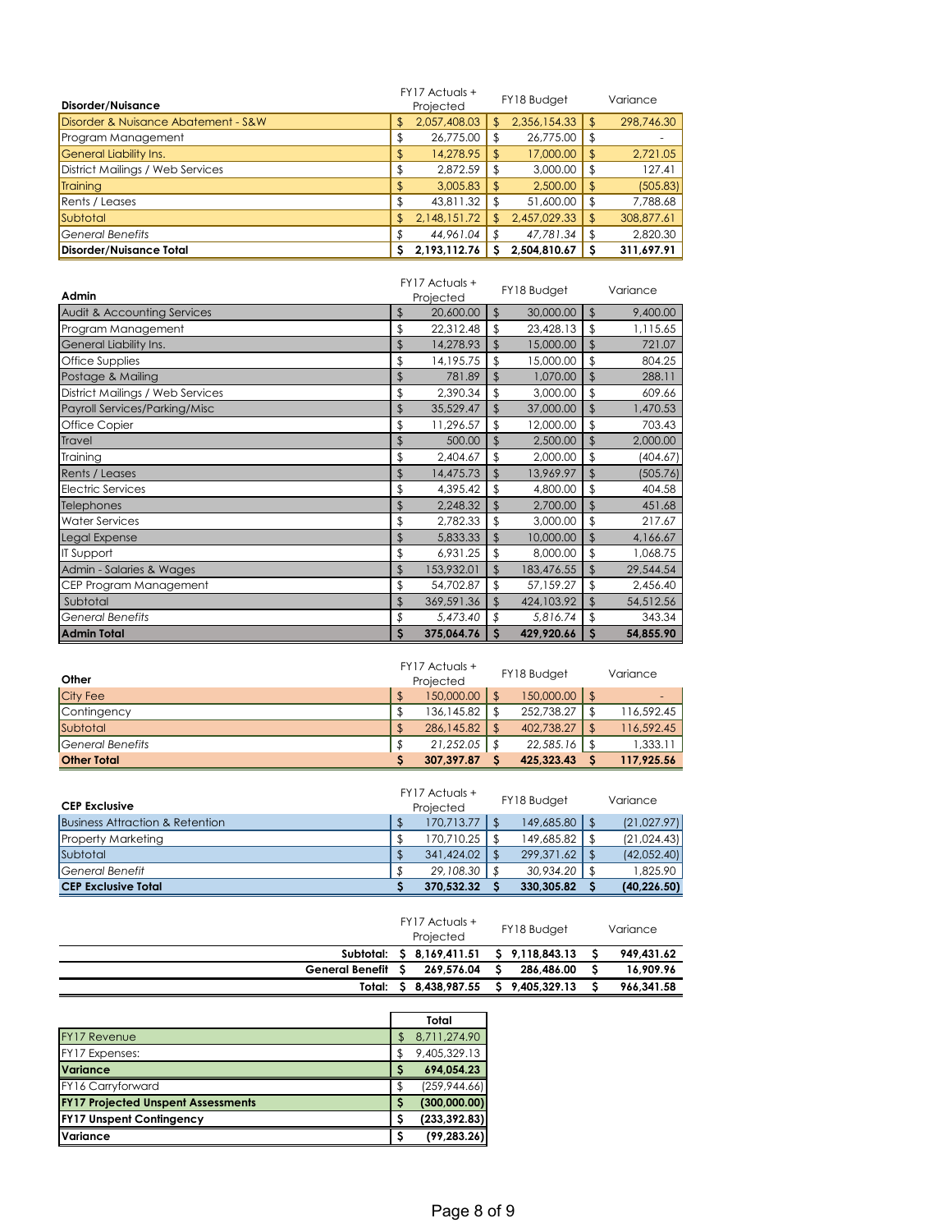| Disorder/Nuisance | FY17 Actuals + Projected | FY18 Budget | Variance |
|---|---|---|---|
| Disorder & Nuisance Abatement - S&W | $ 2,057,408.03 | $ 2,356,154.33 | $ 298,746.30 |
| Program Management | $ 26,775.00 | $ 26,775.00 | $ - |
| General Liability Ins. | $ 14,278.95 | $ 17,000.00 | $ 2,721.05 |
| District Mailings / Web Services | $ 2,872.59 | $ 3,000.00 | $ 127.41 |
| Training | $ 3,005.83 | $ 2,500.00 | $ (505.83) |
| Rents / Leases | $ 43,811.32 | $ 51,600.00 | $ 7,788.68 |
| Subtotal | $ 2,148,151.72 | $ 2,457,029.33 | $ 308,877.61 |
| *General Benefits* | *$ 44,961.04* | *$ 47,781.34* | $ 2,820.30 |
| **Disorder/Nuisance Total** | **$ 2,193,112.76** | **$ 2,504,810.67** | **$ 311,697.91** |

| Admin | FY17 Actuals + Projected | FY18 Budget | Variance |
|---|---|---|---|
| Audit & Accounting Services | $ 20,600.00 | $ 30,000.00 | $ 9,400.00 |
| Program Management | $ 22,312.48 | $ 23,428.13 | $ 1,115.65 |
| General Liability Ins. | $ 14,278.93 | $ 15,000.00 | $ 721.07 |
| Office Supplies | $ 14,195.75 | $ 15,000.00 | $ 804.25 |
| Postage & Mailing | $ 781.89 | $ 1,070.00 | $ 288.11 |
| District Mailings / Web Services | $ 2,390.34 | $ 3,000.00 | $ 609.66 |
| Payroll Services/Parking/Misc | $ 35,529.47 | $ 37,000.00 | $ 1,470.53 |
| Office Copier | $ 11,296.57 | $ 12,000.00 | $ 703.43 |
| Travel | $ 500.00 | $ 2,500.00 | $ 2,000.00 |
| Training | $ 2,404.67 | $ 2,000.00 | $ (404.67) |
| Rents / Leases | $ 14,475.73 | $ 13,969.97 | $ (505.76) |
| Electric Services | $ 4,395.42 | $ 4,800.00 | $ 404.58 |
| Telephones | $ 2,248.32 | $ 2,700.00 | $ 451.68 |
| Water Services | $ 2,782.33 | $ 3,000.00 | $ 217.67 |
| Legal Expense | $ 5,833.33 | $ 10,000.00 | $ 4,166.67 |
| IT Support | $ 6,931.25 | $ 8,000.00 | $ 1,068.75 |
| Admin - Salaries & Wages | $ 153,932.01 | $ 183,476.55 | $ 29,544.54 |
| CEP Program Management | $ 54,702.87 | $ 57,159.27 | $ 2,456.40 |
| Subtotal | $ 369,591.36 | $ 424,103.92 | $ 54,512.56 |
| *General Benefits* | *$ 5,473.40* | *$ 5,816.74* | $ 343.34 |
| **Admin Total** | **$ 375,064.76** | **$ 429,920.66** | **$ 54,855.90** |

| Other | FY17 Actuals + Projected | FY18 Budget | Variance |
|---|---|---|---|
| City Fee | $ 150,000.00 | $ 150,000.00 | $ - |
| Contingency | $ 136,145.82 | $ 252,738.27 | $ 116,592.45 |
| Subtotal | $ 286,145.82 | $ 402,738.27 | $ 116,592.45 |
| *General Benefits* | *$ 21,252.05* | *$ 22,585.16* | $ 1,333.11 |
| **Other Total** | **$ 307,397.87** | **$ 425,323.43** | **$ 117,925.56** |

| CEP Exclusive | FY17 Actuals + Projected | FY18 Budget | Variance |
|---|---|---|---|
| Business Attraction & Retention | $ 170,713.77 | $ 149,685.80 | $ (21,027.97) |
| Property Marketing | $ 170,710.25 | $ 149,685.82 | $ (21,024.43) |
| Subtotal | $ 341,424.02 | $ 299,371.62 | $ (42,052.40) |
| *General Benefit* | *$ 29,108.30* | *$ 30,934.20* | $ 1,825.90 |
| **CEP Exclusive Total** | **$ 370,532.32** | **$ 330,305.82** | **$ (40,226.50)** |

| | FY17 Actuals + Projected | FY18 Budget | Variance |
|---|---|---|---|
| **Subtotal:** | **$ 8,169,411.51** | **$ 9,118,843.13** | **$ 949,431.62** |
| **General Benefit** | **$ 269,576.04** | **$ 286,486.00** | **$ 16,909.96** |
| **Total:** | **$ 8,438,987.55** | **$ 9,405,329.13** | **$ 966,341.58** |

| | **Total** |
|---|---|
| FY17 Revenue | $ 8,711,274.90 |
| FY17 Expenses: | $ 9,405,329.13 |
| **Variance** | **$ 694,054.23** |
| FY16 Carryforward | $ (259,944.66) |
| **FY17 Projected Unspent Assessments** | **$ (300,000.00)** |
| **FY17 Unspent Contingency** | **$ (233,392.83)** |
| **Variance** | **$ (99,283.26)** |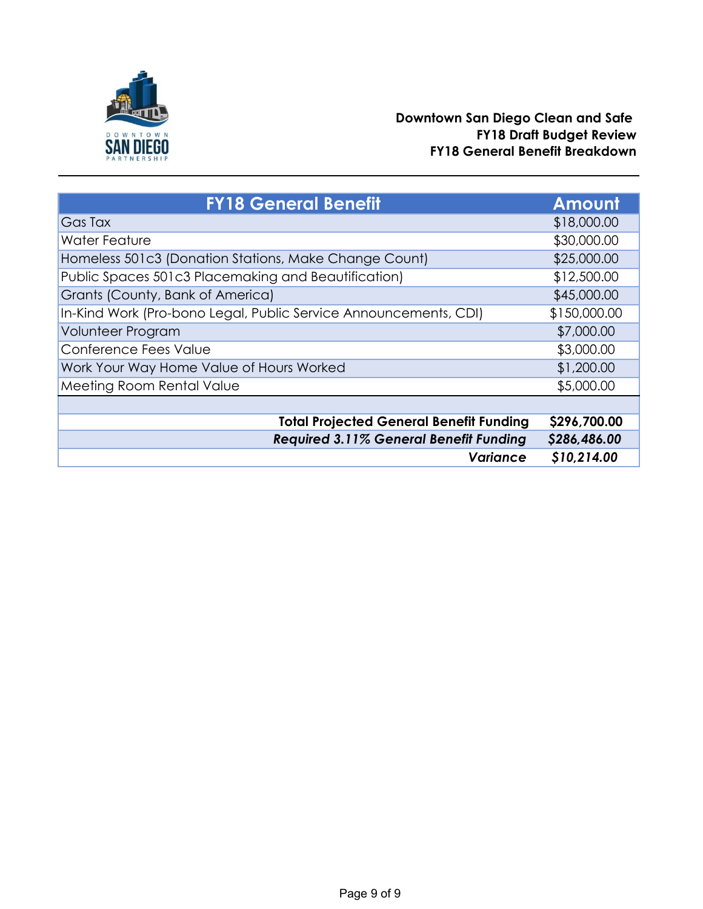**Downtown San Diego Clean and Safe**
**FY18 Draft Budget Review**
**FY18 General Benefit Breakdown**

| FY18 General Benefit | Amount |
|---|---|
| Gas Tax | $18,000.00 |
| Water Feature | $30,000.00 |
| Homeless 501c3 (Donation Stations, Make Change Count) | $25,000.00 |
| Public Spaces 501c3 Placemaking and Beautification) | $12,500.00 |
| Grants (County, Bank of America) | $45,000.00 |
| In-Kind Work (Pro-bono Legal, Public Service Announcements, CDI) | $150,000.00 |
| Volunteer Program | $7,000.00 |
| Conference Fees Value | $3,000.00 |
| Work Your Way Home Value of Hours Worked | $1,200.00 |
| Meeting Room Rental Value | $5,000.00 |
| | |
| **Total Projected General Benefit Funding** | **$296,700.00** |
| ***Required 3.11% General Benefit Funding*** | ***$286,486.00*** |
| ***Variance*** | ***$10,214.00*** |